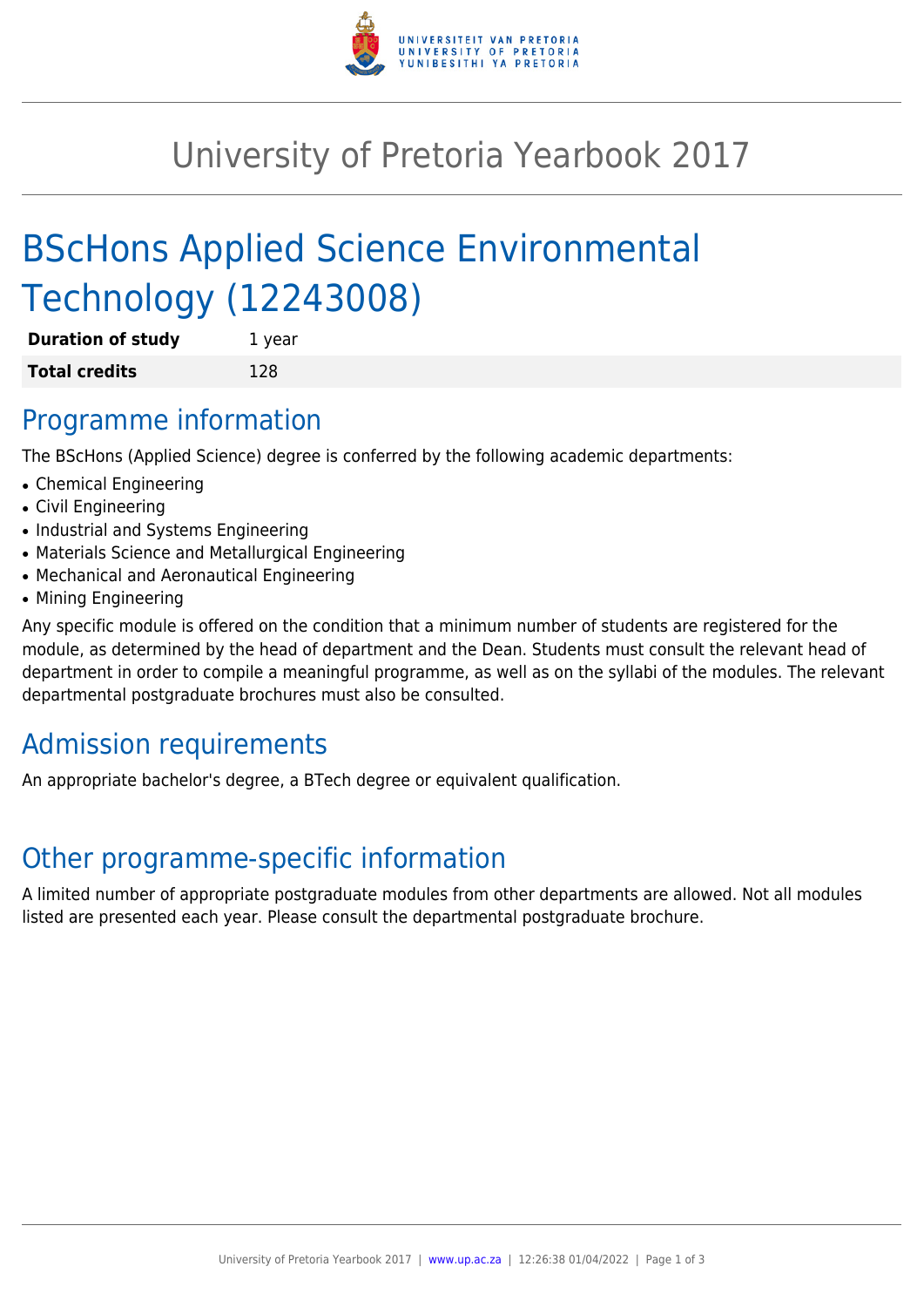# University of Pretoria Yearbook 2017

## BScHons Applied Science Environmental Technology (12243008)

| **Duration of study** | 1 year |
| --- | --- |
| **Total credits** | 128 |

## Programme information

The BScHons (Applied Science) degree is conferred by the following academic departments:

- Chemical Engineering
- Civil Engineering
- Industrial and Systems Engineering
- Materials Science and Metallurgical Engineering
- Mechanical and Aeronautical Engineering
- Mining Engineering

Any specific module is offered on the condition that a minimum number of students are registered for the module, as determined by the head of department and the Dean. Students must consult the relevant head of department in order to compile a meaningful programme, as well as on the syllabi of the modules. The relevant departmental postgraduate brochures must also be consulted.

## Admission requirements

An appropriate bachelor's degree, a BTech degree or equivalent qualification.

## Other programme-specific information

A limited number of appropriate postgraduate modules from other departments are allowed. Not all modules listed are presented each year. Please consult the departmental postgraduate brochure.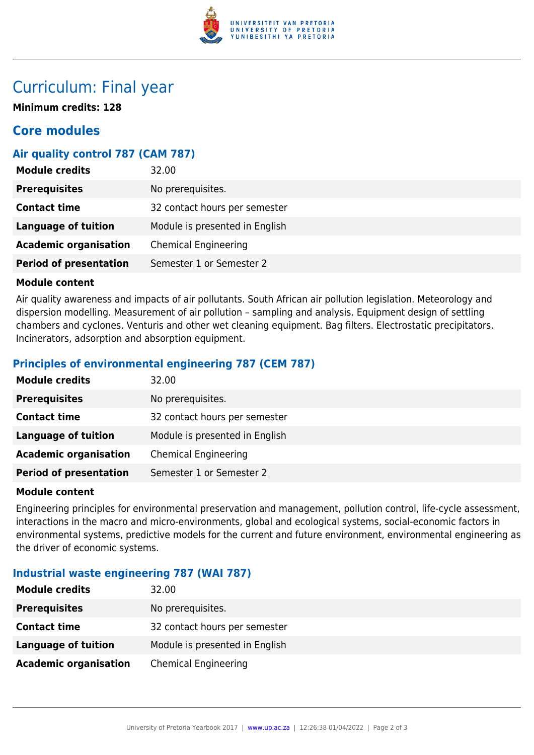# Curriculum: Final year

**Minimum credits: 128**

## Core modules

### Air quality control 787 (CAM 787)

| | |
|---|---|
| **Module credits** | 32.00 |
| **Prerequisites** | No prerequisites. |
| **Contact time** | 32 contact hours per semester |
| **Language of tuition** | Module is presented in English |
| **Academic organisation** | Chemical Engineering |
| **Period of presentation** | Semester 1 or Semester 2 |

**Module content**

Air quality awareness and impacts of air pollutants. South African air pollution legislation. Meteorology and dispersion modelling. Measurement of air pollution – sampling and analysis. Equipment design of settling chambers and cyclones. Venturis and other wet cleaning equipment. Bag filters. Electrostatic precipitators. Incinerators, adsorption and absorption equipment.

### Principles of environmental engineering 787 (CEM 787)

| | |
|---|---|
| **Module credits** | 32.00 |
| **Prerequisites** | No prerequisites. |
| **Contact time** | 32 contact hours per semester |
| **Language of tuition** | Module is presented in English |
| **Academic organisation** | Chemical Engineering |
| **Period of presentation** | Semester 1 or Semester 2 |

**Module content**

Engineering principles for environmental preservation and management, pollution control, life-cycle assessment, interactions in the macro and micro-environments, global and ecological systems, social-economic factors in environmental systems, predictive models for the current and future environment, environmental engineering as the driver of economic systems.

### Industrial waste engineering 787 (WAI 787)

| | |
|---|---|
| **Module credits** | 32.00 |
| **Prerequisites** | No prerequisites. |
| **Contact time** | 32 contact hours per semester |
| **Language of tuition** | Module is presented in English |
| **Academic organisation** | Chemical Engineering |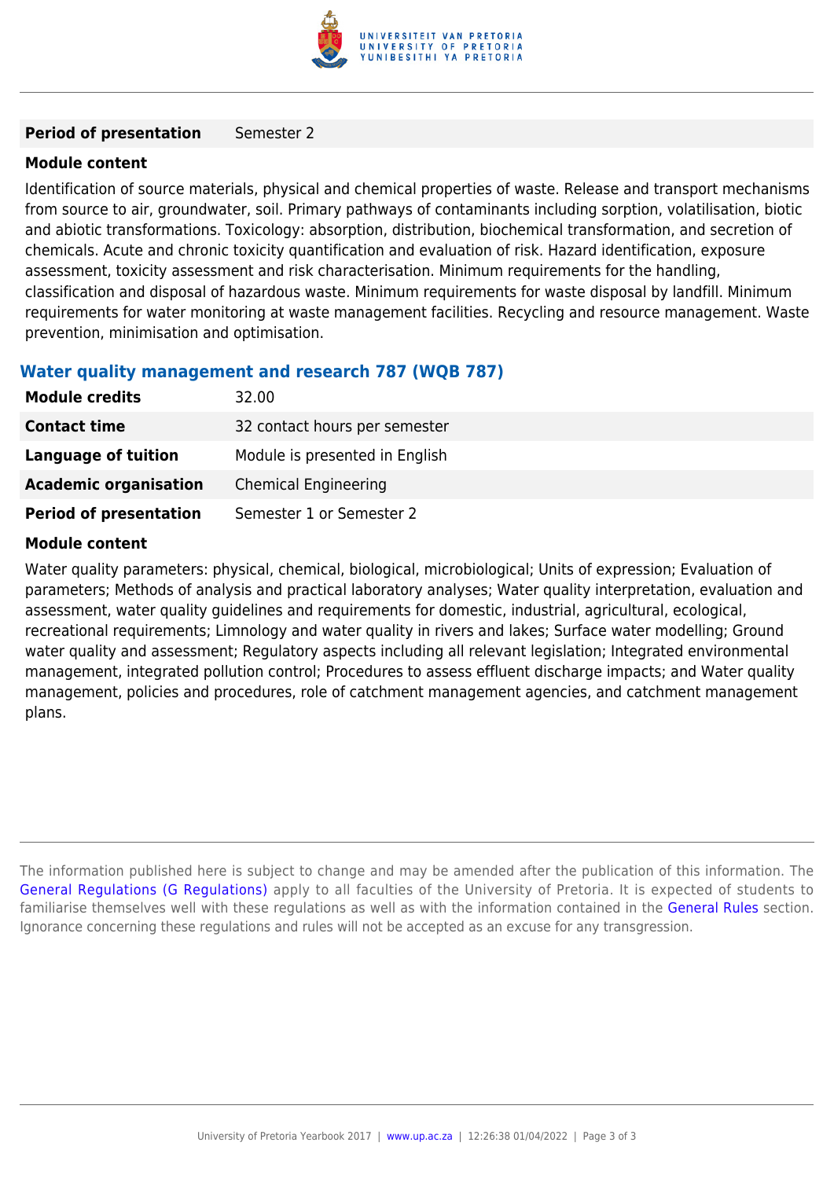| | |
|---|---|
| **Period of presentation** | Semester 2 |

**Module content**

Identification of source materials, physical and chemical properties of waste. Release and transport mechanisms from source to air, groundwater, soil. Primary pathways of contaminants including sorption, volatilisation, biotic and abiotic transformations. Toxicology: absorption, distribution, biochemical transformation, and secretion of chemicals. Acute and chronic toxicity quantification and evaluation of risk. Hazard identification, exposure assessment, toxicity assessment and risk characterisation. Minimum requirements for the handling, classification and disposal of hazardous waste. Minimum requirements for waste disposal by landfill. Minimum requirements for water monitoring at waste management facilities. Recycling and resource management. Waste prevention, minimisation and optimisation.

### Water quality management and research 787 (WQB 787)

| | |
|---|---|
| **Module credits** | 32.00 |
| **Contact time** | 32 contact hours per semester |
| **Language of tuition** | Module is presented in English |
| **Academic organisation** | Chemical Engineering |
| **Period of presentation** | Semester 1 or Semester 2 |

**Module content**

Water quality parameters: physical, chemical, biological, microbiological; Units of expression; Evaluation of parameters; Methods of analysis and practical laboratory analyses; Water quality interpretation, evaluation and assessment, water quality guidelines and requirements for domestic, industrial, agricultural, ecological, recreational requirements; Limnology and water quality in rivers and lakes; Surface water modelling; Ground water quality and assessment; Regulatory aspects including all relevant legislation; Integrated environmental management, integrated pollution control; Procedures to assess effluent discharge impacts; and Water quality management, policies and procedures, role of catchment management agencies, and catchment management plans.

The information published here is subject to change and may be amended after the publication of this information. The General Regulations (G Regulations) apply to all faculties of the University of Pretoria. It is expected of students to familiarise themselves well with these regulations as well as with the information contained in the General Rules section. Ignorance concerning these regulations and rules will not be accepted as an excuse for any transgression.